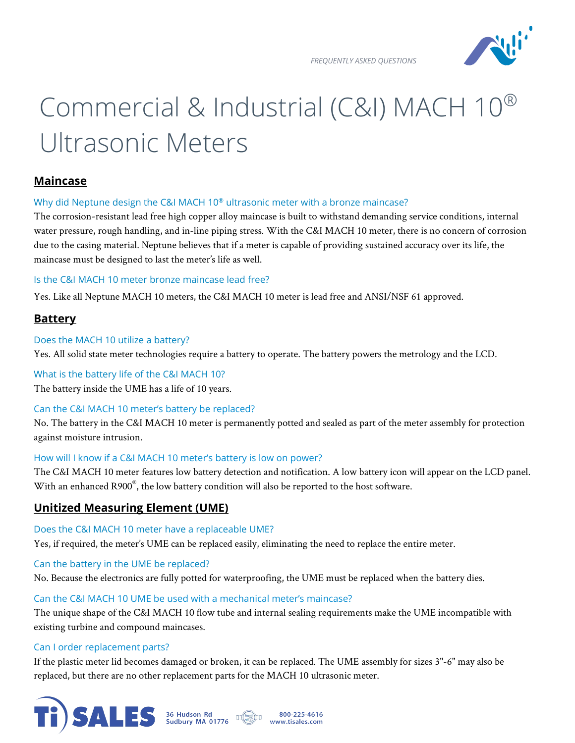FREQUENTLY ASKED QUESTIONS

# Commercial & Industrial (C&I) MACH 10® Ultrasonic Meters

## Maincase

### Why did Neptune design the C&I MACH 10® ultrasonic meter with a bronze maincase?

The corrosion-resistant lead free high copper alloy maincase is built to withstand demanding service conditions, internal water pressure, rough handling, and in-line piping stress. With the C&I MACH 10 meter, there is no concern of corrosion due to the casing material. Neptune believes that if a meter is capable of providing sustained accuracy over its life, the maincase must be designed to last the meter's life as well.

### Is the C&I MACH 10 meter bronze maincase lead free?

Yes. Like all Neptune MACH 10 meters, the C&I MACH 10 meter is lead free and ANSI/NSF 61 approved.

## Battery

### Does the MACH 10 utilize a battery?

Yes. All solid state meter technologies require a battery to operate. The battery powers the metrology and the LCD.

### What is the battery life of the C&I MACH 10?

The battery inside the UME has a life of 10 years.

### Can the C&I MACH 10 meter's battery be replaced?

No. The battery in the C&I MACH 10 meter is permanently potted and sealed as part of the meter assembly for protection against moisture intrusion.

### How will I know if a C&I MACH 10 meter's battery is low on power?

The C&I MACH 10 meter features low battery detection and notification. A low battery icon will appear on the LCD panel. With an enhanced R900®, the low battery condition will also be reported to the host software.

## Unitized Measuring Element (UME)

### Does the C&I MACH 10 meter have a replaceable UME?

Yes, if required, the meter's UME can be replaced easily, eliminating the need to replace the entire meter.

### Can the battery in the UME be replaced?

No. Because the electronics are fully potted for waterproofing, the UME must be replaced when the battery dies.

### Can the C&I MACH 10 UME be used with a mechanical meter's maincase?

The unique shape of the C&I MACH 10 flow tube and internal sealing requirements make the UME incompatible with existing turbine and compound maincases.

### Can I order replacement parts?

If the plastic meter lid becomes damaged or broken, it can be replaced. The UME assembly for sizes 3"-6" may also be replaced, but there are no other replacement parts for the MACH 10 ultrasonic meter.

Ti SALES 36 Hudson Rd Sudbury MA 01776 800-225-4616 www.tisales.com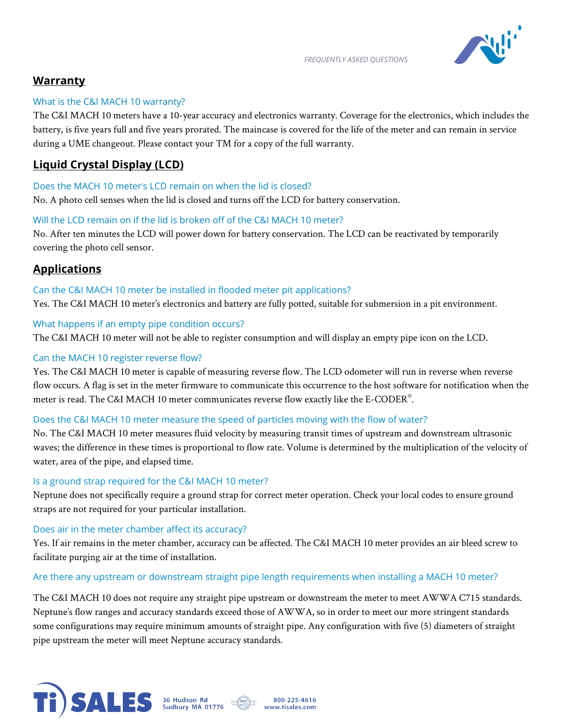## Warranty

### What is the C&I MACH 10 warranty?

The C&I MACH 10 meters have a 10-year accuracy and electronics warranty. Coverage for the electronics, which includes the battery, is five years full and five years prorated. The maincase is covered for the life of the meter and can remain in service during a UME changeout. Please contact your TM for a copy of the full warranty.

## Liquid Crystal Display (LCD)

### Does the MACH 10 meter's LCD remain on when the lid is closed?

No. A photo cell senses when the lid is closed and turns off the LCD for battery conservation.

### Will the LCD remain on if the lid is broken off of the C&I MACH 10 meter?

No. After ten minutes the LCD will power down for battery conservation. The LCD can be reactivated by temporarily covering the photo cell sensor.

## Applications

### Can the C&I MACH 10 meter be installed in flooded meter pit applications?

Yes. The C&I MACH 10 meter's electronics and battery are fully potted, suitable for submersion in a pit environment.

### What happens if an empty pipe condition occurs?

The C&I MACH 10 meter will not be able to register consumption and will display an empty pipe icon on the LCD.

### Can the MACH 10 register reverse flow?

Yes. The C&I MACH 10 meter is capable of measuring reverse flow. The LCD odometer will run in reverse when reverse flow occurs. A flag is set in the meter firmware to communicate this occurrence to the host software for notification when the meter is read. The C&I MACH 10 meter communicates reverse flow exactly like the E-CODER®.

### Does the C&I MACH 10 meter measure the speed of particles moving with the flow of water?

No. The C&I MACH 10 meter measures fluid velocity by measuring transit times of upstream and downstream ultrasonic waves; the difference in these times is proportional to flow rate. Volume is determined by the multiplication of the velocity of water, area of the pipe, and elapsed time.

### Is a ground strap required for the C&I MACH 10 meter?

Neptune does not specifically require a ground strap for correct meter operation. Check your local codes to ensure ground straps are not required for your particular installation.

### Does air in the meter chamber affect its accuracy?

Yes. If air remains in the meter chamber, accuracy can be affected. The C&I MACH 10 meter provides an air bleed screw to facilitate purging air at the time of installation.

### Are there any upstream or downstream straight pipe length requirements when installing a MACH 10 meter?

The C&I MACH 10 does not require any straight pipe upstream or downstream the meter to meet AWWA C715 standards. Neptune's flow ranges and accuracy standards exceed those of AWWA, so in order to meet our more stringent standards some configurations may require minimum amounts of straight pipe. Any configuration with five (5) diameters of straight pipe upstream the meter will meet Neptune accuracy standards.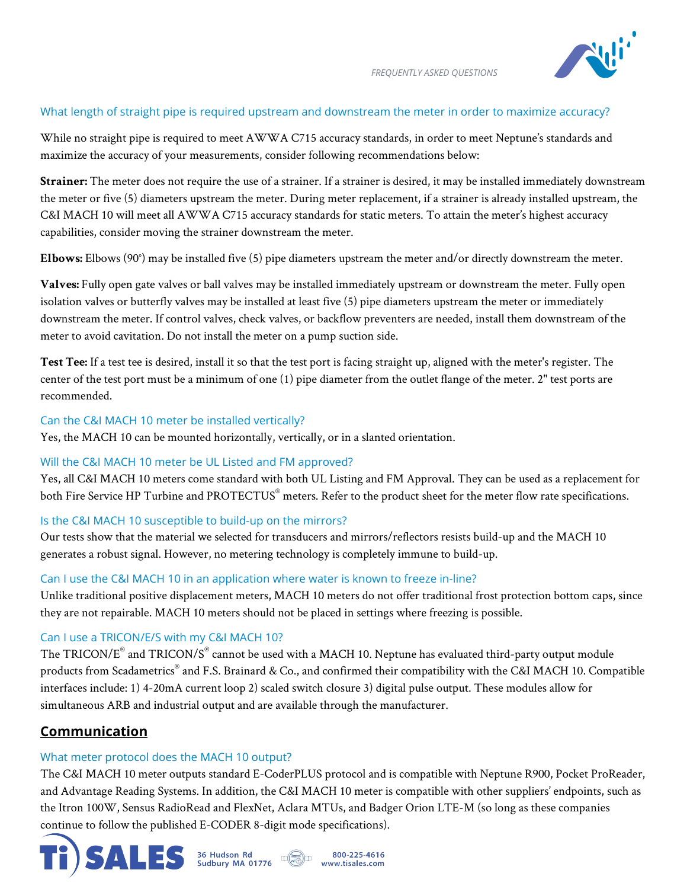### What length of straight pipe is required upstream and downstream the meter in order to maximize accuracy?

While no straight pipe is required to meet AWWA C715 accuracy standards, in order to meet Neptune's standards and maximize the accuracy of your measurements, consider following recommendations below:

**Strainer:** The meter does not require the use of a strainer. If a strainer is desired, it may be installed immediately downstream the meter or five (5) diameters upstream the meter. During meter replacement, if a strainer is already installed upstream, the C&I MACH 10 will meet all AWWA C715 accuracy standards for static meters. To attain the meter's highest accuracy capabilities, consider moving the strainer downstream the meter.

**Elbows:** Elbows (90°) may be installed five (5) pipe diameters upstream the meter and/or directly downstream the meter.

**Valves:** Fully open gate valves or ball valves may be installed immediately upstream or downstream the meter. Fully open isolation valves or butterfly valves may be installed at least five (5) pipe diameters upstream the meter or immediately downstream the meter. If control valves, check valves, or backflow preventers are needed, install them downstream of the meter to avoid cavitation. Do not install the meter on a pump suction side.

**Test Tee:** If a test tee is desired, install it so that the test port is facing straight up, aligned with the meter's register. The center of the test port must be a minimum of one (1) pipe diameter from the outlet flange of the meter. 2" test ports are recommended.

### Can the C&I MACH 10 meter be installed vertically?

Yes, the MACH 10 can be mounted horizontally, vertically, or in a slanted orientation.

### Will the C&I MACH 10 meter be UL Listed and FM approved?

Yes, all C&I MACH 10 meters come standard with both UL Listing and FM Approval. They can be used as a replacement for both Fire Service HP Turbine and PROTECTUS® meters. Refer to the product sheet for the meter flow rate specifications.

### Is the C&I MACH 10 susceptible to build-up on the mirrors?

Our tests show that the material we selected for transducers and mirrors/reflectors resists build-up and the MACH 10 generates a robust signal. However, no metering technology is completely immune to build-up.

### Can I use the C&I MACH 10 in an application where water is known to freeze in-line?

Unlike traditional positive displacement meters, MACH 10 meters do not offer traditional frost protection bottom caps, since they are not repairable. MACH 10 meters should not be placed in settings where freezing is possible.

### Can I use a TRICON/E/S with my C&I MACH 10?

The TRICON/E® and TRICON/S® cannot be used with a MACH 10. Neptune has evaluated third-party output module products from Scadametrics® and F.S. Brainard & Co., and confirmed their compatibility with the C&I MACH 10. Compatible interfaces include: 1) 4-20mA current loop 2) scaled switch closure 3) digital pulse output. These modules allow for simultaneous ARB and industrial output and are available through the manufacturer.

## Communication

### What meter protocol does the MACH 10 output?

The C&I MACH 10 meter outputs standard E-CoderPLUS protocol and is compatible with Neptune R900, Pocket ProReader, and Advantage Reading Systems. In addition, the C&I MACH 10 meter is compatible with other suppliers' endpoints, such as the Itron 100W, Sensus RadioRead and FlexNet, Aclara MTUs, and Badger Orion LTE-M (so long as these companies continue to follow the published E-CODER 8-digit mode specifications).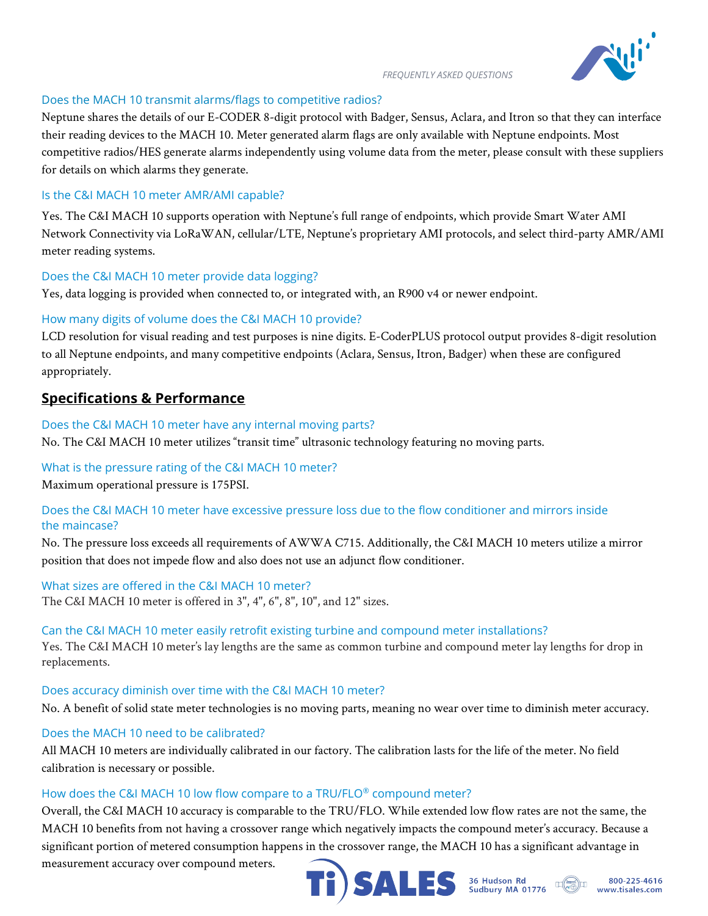### Does the MACH 10 transmit alarms/flags to competitive radios?

Neptune shares the details of our E-CODER 8-digit protocol with Badger, Sensus, Aclara, and Itron so that they can interface their reading devices to the MACH 10. Meter generated alarm flags are only available with Neptune endpoints. Most competitive radios/HES generate alarms independently using volume data from the meter, please consult with these suppliers for details on which alarms they generate.

### Is the C&I MACH 10 meter AMR/AMI capable?

Yes. The C&I MACH 10 supports operation with Neptune's full range of endpoints, which provide Smart Water AMI Network Connectivity via LoRaWAN, cellular/LTE, Neptune's proprietary AMI protocols, and select third-party AMR/AMI meter reading systems.

### Does the C&I MACH 10 meter provide data logging?

Yes, data logging is provided when connected to, or integrated with, an R900 v4 or newer endpoint.

### How many digits of volume does the C&I MACH 10 provide?

LCD resolution for visual reading and test purposes is nine digits. E-CoderPLUS protocol output provides 8-digit resolution to all Neptune endpoints, and many competitive endpoints (Aclara, Sensus, Itron, Badger) when these are configured appropriately.

## Specifications & Performance

### Does the C&I MACH 10 meter have any internal moving parts?

No. The C&I MACH 10 meter utilizes "transit time" ultrasonic technology featuring no moving parts.

### What is the pressure rating of the C&I MACH 10 meter?

Maximum operational pressure is 175PSI.

### Does the C&I MACH 10 meter have excessive pressure loss due to the flow conditioner and mirrors inside the maincase?

No. The pressure loss exceeds all requirements of AWWA C715. Additionally, the C&I MACH 10 meters utilize a mirror position that does not impede flow and also does not use an adjunct flow conditioner.

### What sizes are offered in the C&I MACH 10 meter?

The C&I MACH 10 meter is offered in 3", 4", 6", 8", 10", and 12" sizes.

### Can the C&I MACH 10 meter easily retrofit existing turbine and compound meter installations?

Yes. The C&I MACH 10 meter's lay lengths are the same as common turbine and compound meter lay lengths for drop in replacements.

### Does accuracy diminish over time with the C&I MACH 10 meter?

No. A benefit of solid state meter technologies is no moving parts, meaning no wear over time to diminish meter accuracy.

### Does the MACH 10 need to be calibrated?

All MACH 10 meters are individually calibrated in our factory. The calibration lasts for the life of the meter. No field calibration is necessary or possible.

### How does the C&I MACH 10 low flow compare to a TRU/FLO® compound meter?

Overall, the C&I MACH 10 accuracy is comparable to the TRU/FLO. While extended low flow rates are not the same, the MACH 10 benefits from not having a crossover range which negatively impacts the compound meter's accuracy. Because a significant portion of metered consumption happens in the crossover range, the MACH 10 has a significant advantage in measurement accuracy over compound meters.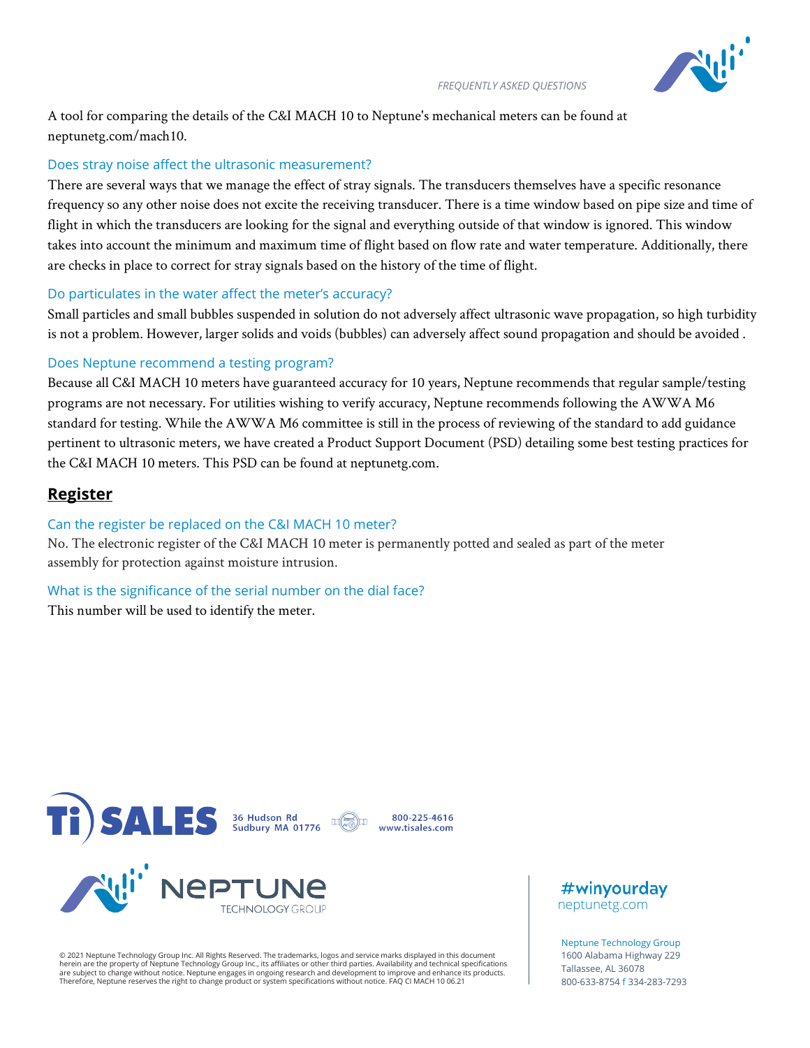A tool for comparing the details of the C&I MACH 10 to Neptune's mechanical meters can be found at neptunetg.com/mach10.

### Does stray noise affect the ultrasonic measurement?

There are several ways that we manage the effect of stray signals. The transducers themselves have a specific resonance frequency so any other noise does not excite the receiving transducer. There is a time window based on pipe size and time of flight in which the transducers are looking for the signal and everything outside of that window is ignored. This window takes into account the minimum and maximum time of flight based on flow rate and water temperature. Additionally, there are checks in place to correct for stray signals based on the history of the time of flight.

### Do particulates in the water affect the meter's accuracy?

Small particles and small bubbles suspended in solution do not adversely affect ultrasonic wave propagation, so high turbidity is not a problem. However, larger solids and voids (bubbles) can adversely affect sound propagation and should be avoided .

### Does Neptune recommend a testing program?

Because all C&I MACH 10 meters have guaranteed accuracy for 10 years, Neptune recommends that regular sample/testing programs are not necessary. For utilities wishing to verify accuracy, Neptune recommends following the AWWA M6 standard for testing. While the AWWA M6 committee is still in the process of reviewing of the standard to add guidance pertinent to ultrasonic meters, we have created a Product Support Document (PSD) detailing some best testing practices for the C&I MACH 10 meters. This PSD can be found at neptunetg.com.

## Register

### Can the register be replaced on the C&I MACH 10 meter?

No. The electronic register of the C&I MACH 10 meter is permanently potted and sealed as part of the meter assembly for protection against moisture intrusion.

### What is the significance of the serial number on the dial face?

This number will be used to identify the meter.

Ti) SALES
36 Hudson Rd
Sudbury MA 01776
800-225-4616
www.tisales.com

NEPTUNE TECHNOLOGY GROUP

#winyourday
neptunetg.com

© 2021 Neptune Technology Group Inc. All Rights Reserved. The trademarks, logos and service marks displayed in this document herein are the property of Neptune Technology Group Inc., its affiliates or other third parties. Availability and technical specifications are subject to change without notice. Neptune engages in ongoing research and development to improve and enhance its products. Therefore, Neptune reserves the right to change product or system specifications without notice. FAQ CI MACH 10 06.21

Neptune Technology Group
1600 Alabama Highway 229
Tallassee, AL 36078
800-633-8754 f 334-283-7293